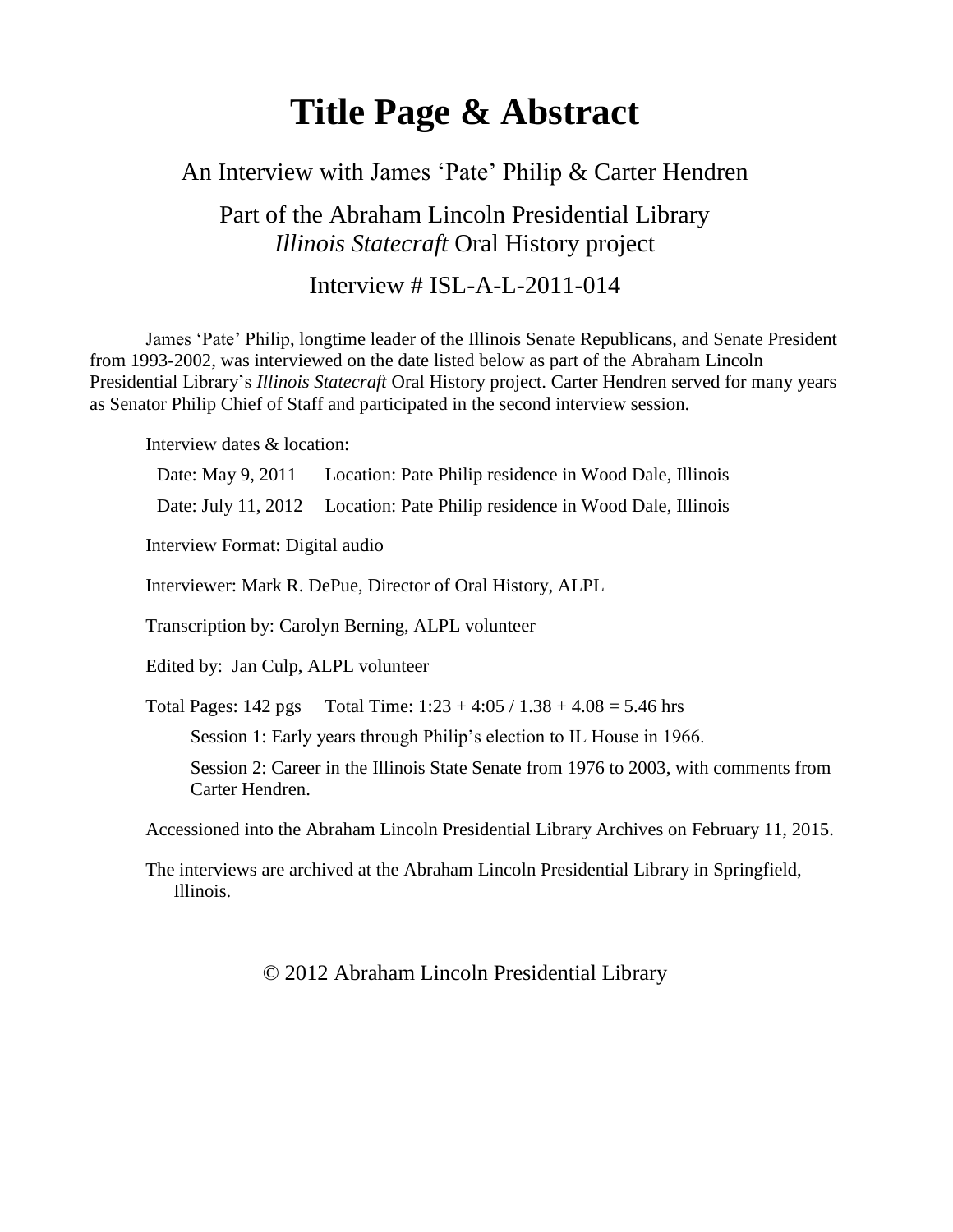# Title Page & Abstract

An Interview with James 'Pate' Philip & Carter Hendren

Part of the Abraham Lincoln Presidential Library
*Illinois Statecraft* Oral History project

Interview # ISL-A-L-2011-014

James 'Pate' Philip, longtime leader of the Illinois Senate Republicans, and Senate President from 1993-2002, was interviewed on the date listed below as part of the Abraham Lincoln Presidential Library's *Illinois Statecraft* Oral History project. Carter Hendren served for many years as Senator Philip Chief of Staff and participated in the second interview session.

Interview dates & location:

Date: May 9, 2011 Location: Pate Philip residence in Wood Dale, Illinois

Date: July 11, 2012 Location: Pate Philip residence in Wood Dale, Illinois

Interview Format: Digital audio

Interviewer: Mark R. DePue, Director of Oral History, ALPL

Transcription by: Carolyn Berning, ALPL volunteer

Edited by: Jan Culp, ALPL volunteer

Total Pages: 142 pgs Total Time: 1:23 + 4:05 / 1.38 + 4.08 = 5.46 hrs

Session 1: Early years through Philip's election to IL House in 1966.

Session 2: Career in the Illinois State Senate from 1976 to 2003, with comments from Carter Hendren.

Accessioned into the Abraham Lincoln Presidential Library Archives on February 11, 2015.

The interviews are archived at the Abraham Lincoln Presidential Library in Springfield, Illinois.

© 2012 Abraham Lincoln Presidential Library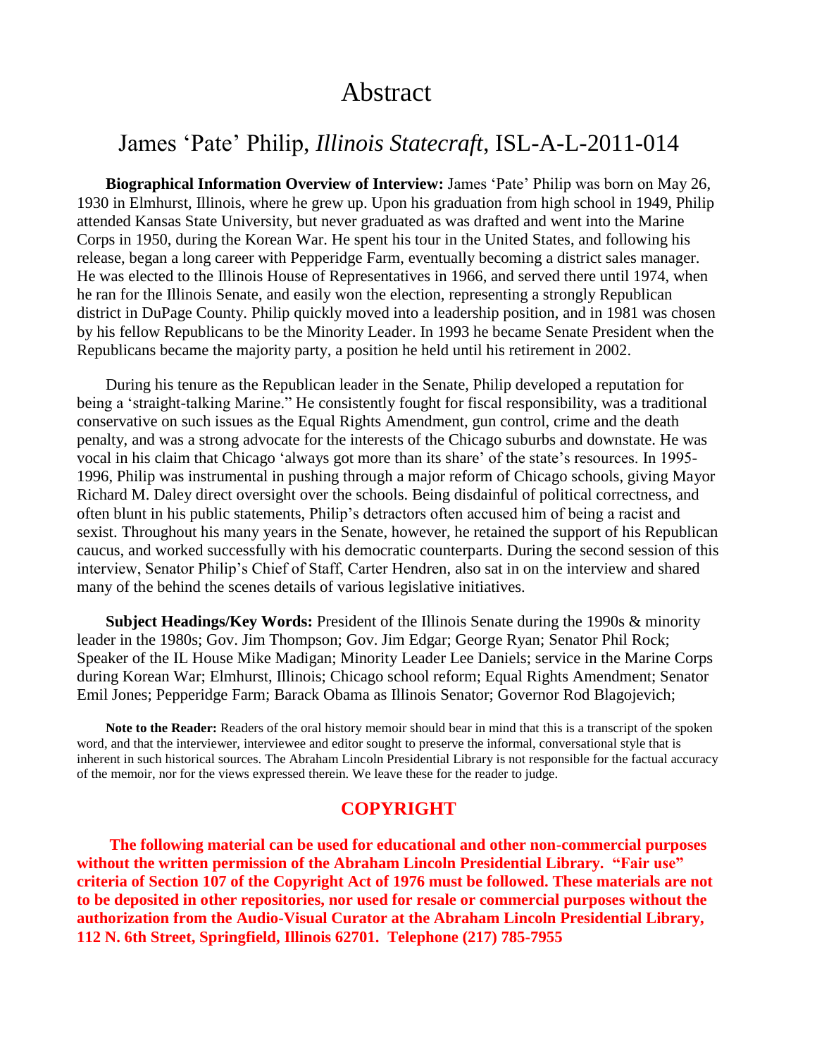# Abstract

## James 'Pate' Philip, *Illinois Statecraft*, ISL-A-L-2011-014

**Biographical Information Overview of Interview:** James 'Pate' Philip was born on May 26, 1930 in Elmhurst, Illinois, where he grew up. Upon his graduation from high school in 1949, Philip attended Kansas State University, but never graduated as was drafted and went into the Marine Corps in 1950, during the Korean War. He spent his tour in the United States, and following his release, began a long career with Pepperidge Farm, eventually becoming a district sales manager. He was elected to the Illinois House of Representatives in 1966, and served there until 1974, when he ran for the Illinois Senate, and easily won the election, representing a strongly Republican district in DuPage County. Philip quickly moved into a leadership position, and in 1981 was chosen by his fellow Republicans to be the Minority Leader. In 1993 he became Senate President when the Republicans became the majority party, a position he held until his retirement in 2002.

During his tenure as the Republican leader in the Senate, Philip developed a reputation for being a 'straight-talking Marine." He consistently fought for fiscal responsibility, was a traditional conservative on such issues as the Equal Rights Amendment, gun control, crime and the death penalty, and was a strong advocate for the interests of the Chicago suburbs and downstate. He was vocal in his claim that Chicago 'always got more than its share' of the state's resources. In 1995-1996, Philip was instrumental in pushing through a major reform of Chicago schools, giving Mayor Richard M. Daley direct oversight over the schools. Being disdainful of political correctness, and often blunt in his public statements, Philip's detractors often accused him of being a racist and sexist. Throughout his many years in the Senate, however, he retained the support of his Republican caucus, and worked successfully with his democratic counterparts. During the second session of this interview, Senator Philip's Chief of Staff, Carter Hendren, also sat in on the interview and shared many of the behind the scenes details of various legislative initiatives.

**Subject Headings/Key Words:** President of the Illinois Senate during the 1990s & minority leader in the 1980s; Gov. Jim Thompson; Gov. Jim Edgar; George Ryan; Senator Phil Rock; Speaker of the IL House Mike Madigan; Minority Leader Lee Daniels; service in the Marine Corps during Korean War; Elmhurst, Illinois; Chicago school reform; Equal Rights Amendment; Senator Emil Jones; Pepperidge Farm; Barack Obama as Illinois Senator; Governor Rod Blagojevich;

**Note to the Reader:** Readers of the oral history memoir should bear in mind that this is a transcript of the spoken word, and that the interviewer, interviewee and editor sought to preserve the informal, conversational style that is inherent in such historical sources. The Abraham Lincoln Presidential Library is not responsible for the factual accuracy of the memoir, nor for the views expressed therein. We leave these for the reader to judge.

## COPYRIGHT

**The following material can be used for educational and other non-commercial purposes without the written permission of the Abraham Lincoln Presidential Library. "Fair use" criteria of Section 107 of the Copyright Act of 1976 must be followed. These materials are not to be deposited in other repositories, nor used for resale or commercial purposes without the authorization from the Audio-Visual Curator at the Abraham Lincoln Presidential Library, 112 N. 6th Street, Springfield, Illinois 62701. Telephone (217) 785-7955**